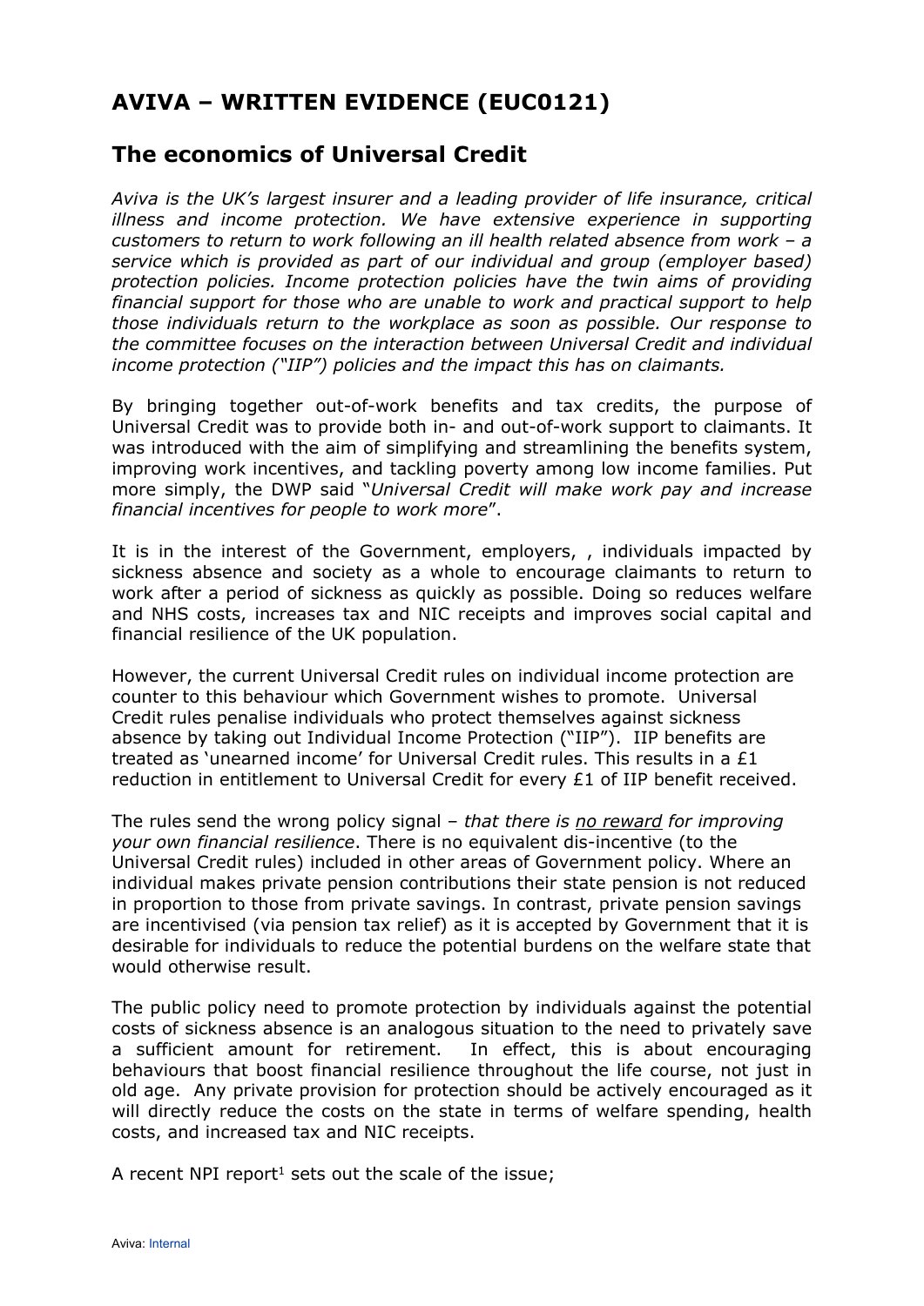# AVIVA – WRITTEN EVIDENCE (EUC0121)

## The economics of Universal Credit

*Aviva is the UK's largest insurer and a leading provider of life insurance, critical illness and income protection. We have extensive experience in supporting customers to return to work following an ill health related absence from work – a service which is provided as part of our individual and group (employer based) protection policies. Income protection policies have the twin aims of providing financial support for those who are unable to work and practical support to help those individuals return to the workplace as soon as possible. Our response to the committee focuses on the interaction between Universal Credit and individual income protection ("IIP") policies and the impact this has on claimants.*

By bringing together out-of-work benefits and tax credits, the purpose of Universal Credit was to provide both in- and out-of-work support to claimants. It was introduced with the aim of simplifying and streamlining the benefits system, improving work incentives, and tackling poverty among low income families. Put more simply, the DWP said "*Universal Credit will make work pay and increase financial incentives for people to work more*".

It is in the interest of the Government, employers, , individuals impacted by sickness absence and society as a whole to encourage claimants to return to work after a period of sickness as quickly as possible. Doing so reduces welfare and NHS costs, increases tax and NIC receipts and improves social capital and financial resilience of the UK population.

However, the current Universal Credit rules on individual income protection are counter to this behaviour which Government wishes to promote. Universal Credit rules penalise individuals who protect themselves against sickness absence by taking out Individual Income Protection ("IIP"). IIP benefits are treated as 'unearned income' for Universal Credit rules. This results in a £1 reduction in entitlement to Universal Credit for every £1 of IIP benefit received.

The rules send the wrong policy signal – *that there is <u>no reward</u> for improving your own financial resilience*. There is no equivalent dis-incentive (to the Universal Credit rules) included in other areas of Government policy. Where an individual makes private pension contributions their state pension is not reduced in proportion to those from private savings. In contrast, private pension savings are incentivised (via pension tax relief) as it is accepted by Government that it is desirable for individuals to reduce the potential burdens on the welfare state that would otherwise result.

The public policy need to promote protection by individuals against the potential costs of sickness absence is an analogous situation to the need to privately save a sufficient amount for retirement. In effect, this is about encouraging behaviours that boost financial resilience throughout the life course, not just in old age. Any private provision for protection should be actively encouraged as it will directly reduce the costs on the state in terms of welfare spending, health costs, and increased tax and NIC receipts.

A recent NPI report[1] sets out the scale of the issue;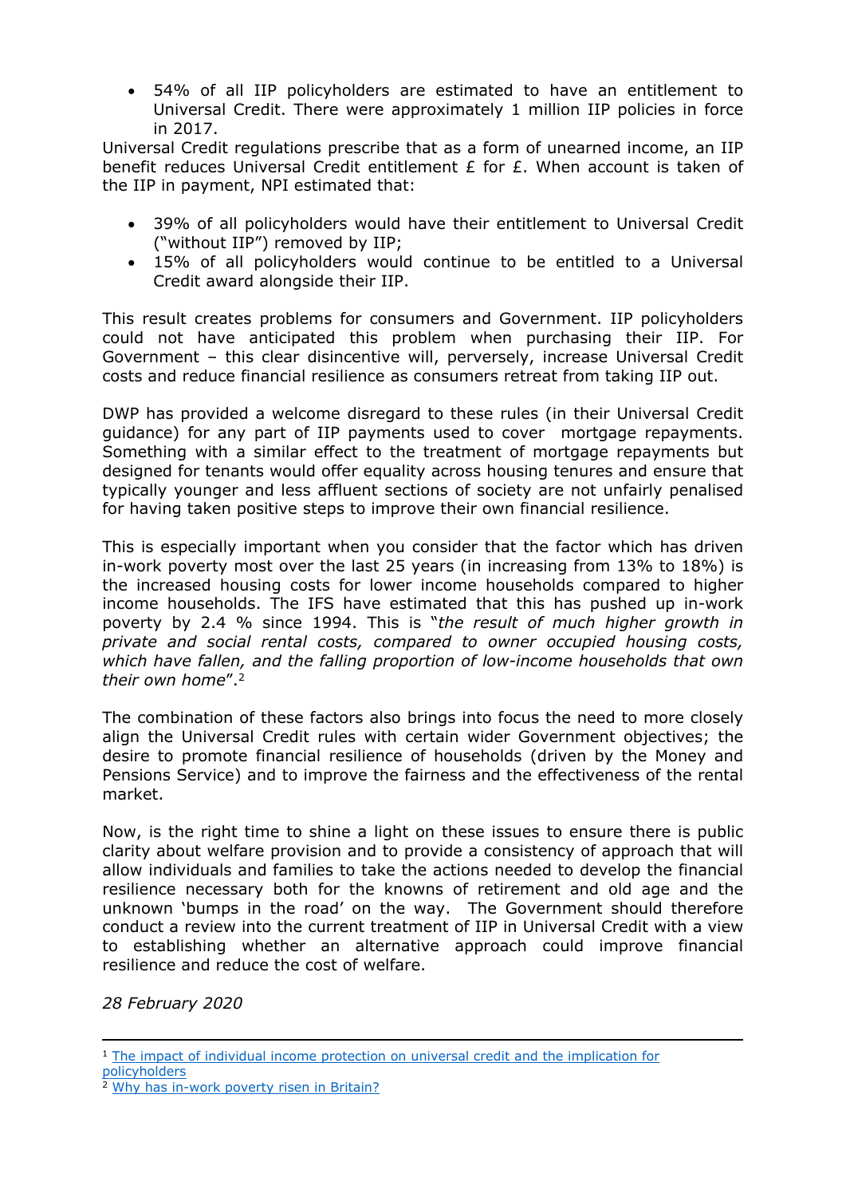- 54% of all IIP policyholders are estimated to have an entitlement to Universal Credit. There were approximately 1 million IIP policies in force in 2017.

Universal Credit regulations prescribe that as a form of unearned income, an IIP benefit reduces Universal Credit entitlement £ for £. When account is taken of the IIP in payment, NPI estimated that:

- 39% of all policyholders would have their entitlement to Universal Credit ("without IIP") removed by IIP;
- 15% of all policyholders would continue to be entitled to a Universal Credit award alongside their IIP.

This result creates problems for consumers and Government. IIP policyholders could not have anticipated this problem when purchasing their IIP. For Government – this clear disincentive will, perversely, increase Universal Credit costs and reduce financial resilience as consumers retreat from taking IIP out.

DWP has provided a welcome disregard to these rules (in their Universal Credit guidance) for any part of IIP payments used to cover mortgage repayments. Something with a similar effect to the treatment of mortgage repayments but designed for tenants would offer equality across housing tenures and ensure that typically younger and less affluent sections of society are not unfairly penalised for having taken positive steps to improve their own financial resilience.

This is especially important when you consider that the factor which has driven in-work poverty most over the last 25 years (in increasing from 13% to 18%) is the increased housing costs for lower income households compared to higher income households. The IFS have estimated that this has pushed up in-work poverty by 2.4 % since 1994. This is "*the result of much higher growth in private and social rental costs, compared to owner occupied housing costs, which have fallen, and the falling proportion of low-income households that own their own home*".[2]

The combination of these factors also brings into focus the need to more closely align the Universal Credit rules with certain wider Government objectives; the desire to promote financial resilience of households (driven by the Money and Pensions Service) and to improve the fairness and the effectiveness of the rental market.

Now, is the right time to shine a light on these issues to ensure there is public clarity about welfare provision and to provide a consistency of approach that will allow individuals and families to take the actions needed to develop the financial resilience necessary both for the knowns of retirement and old age and the unknown 'bumps in the road' on the way. The Government should therefore conduct a review into the current treatment of IIP in Universal Credit with a view to establishing whether an alternative approach could improve financial resilience and reduce the cost of welfare.

*28 February 2020*

---

[1] The impact of individual income protection on universal credit and the implication for policyholders

[2] Why has in-work poverty risen in Britain?